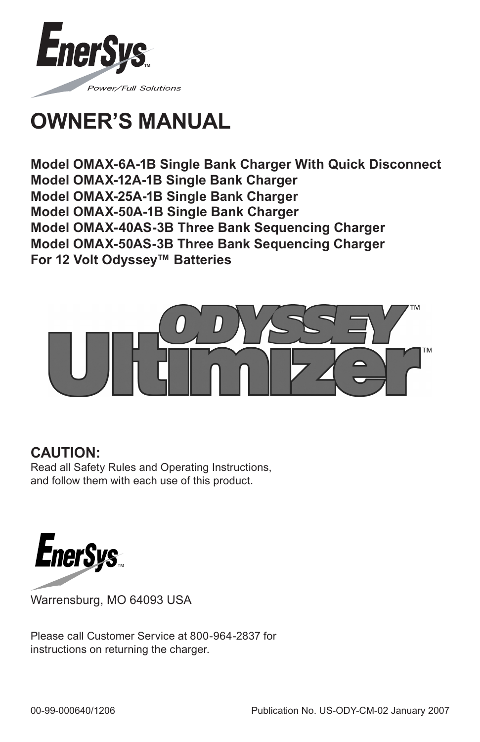EnerSys™

Power/Full Solutions

# OWNER'S MANUAL

**Model OMAX-6A-1B Single Bank Charger With Quick Disconnect**
**Model OMAX-12A-1B Single Bank Charger**
**Model OMAX-25A-1B Single Bank Charger**
**Model OMAX-50A-1B Single Bank Charger**
**Model OMAX-40AS-3B Three Bank Sequencing Charger**
**Model OMAX-50AS-3B Three Bank Sequencing Charger**
**For 12 Volt Odyssey™ Batteries**

ODYSSEY™ Ultimizer™

## CAUTION:

Read all Safety Rules and Operating Instructions, and follow them with each use of this product.

EnerSys™

Warrensburg, MO 64093 USA

Please call Customer Service at 800-964-2837 for instructions on returning the charger.

00-99-000640/1206

Publication No. US-ODY-CM-02 January 2007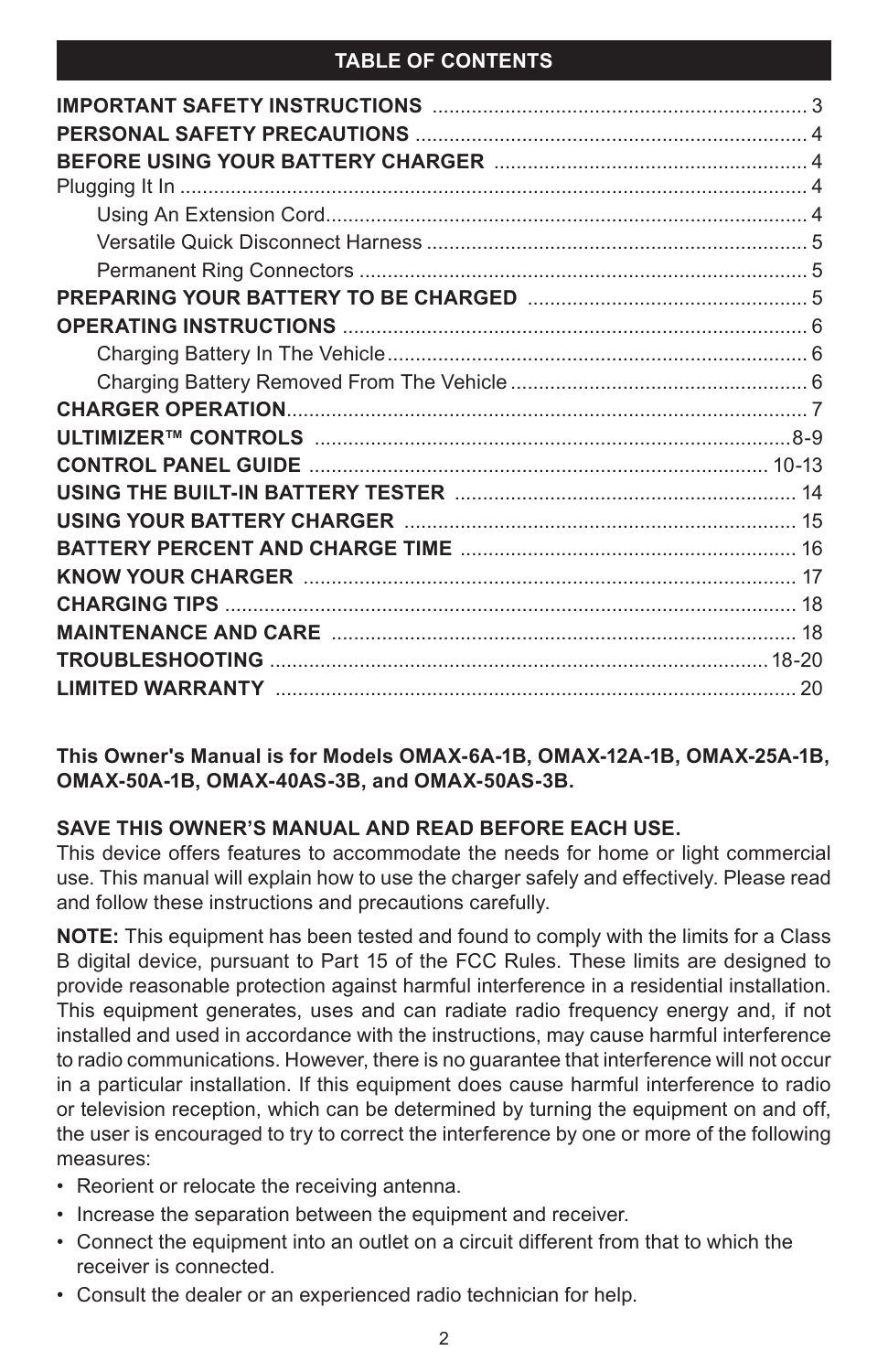## TABLE OF CONTENTS

| | |
|---|---|
| **IMPORTANT SAFETY INSTRUCTIONS** | 3 |
| **PERSONAL SAFETY PRECAUTIONS** | 4 |
| **BEFORE USING YOUR BATTERY CHARGER** | 4 |
| Plugging It In | 4 |
| Using An Extension Cord | 4 |
| Versatile Quick Disconnect Harness | 5 |
| Permanent Ring Connectors | 5 |
| **PREPARING YOUR BATTERY TO BE CHARGED** | 5 |
| **OPERATING INSTRUCTIONS** | 6 |
| Charging Battery In The Vehicle | 6 |
| Charging Battery Removed From The Vehicle | 6 |
| **CHARGER OPERATION** | 7 |
| **ULTIMIZER™ CONTROLS** | 8-9 |
| **CONTROL PANEL GUIDE** | 10-13 |
| **USING THE BUILT-IN BATTERY TESTER** | 14 |
| **USING YOUR BATTERY CHARGER** | 15 |
| **BATTERY PERCENT AND CHARGE TIME** | 16 |
| **KNOW YOUR CHARGER** | 17 |
| **CHARGING TIPS** | 18 |
| **MAINTENANCE AND CARE** | 18 |
| **TROUBLESHOOTING** | 18-20 |
| **LIMITED WARRANTY** | 20 |

**This Owner's Manual is for Models OMAX-6A-1B, OMAX-12A-1B, OMAX-25A-1B, OMAX-50A-1B, OMAX-40AS-3B, and OMAX-50AS-3B.**

**SAVE THIS OWNER'S MANUAL AND READ BEFORE EACH USE.**

This device offers features to accommodate the needs for home or light commercial use. This manual will explain how to use the charger safely and effectively. Please read and follow these instructions and precautions carefully.

**NOTE:** This equipment has been tested and found to comply with the limits for a Class B digital device, pursuant to Part 15 of the FCC Rules. These limits are designed to provide reasonable protection against harmful interference in a residential installation. This equipment generates, uses and can radiate radio frequency energy and, if not installed and used in accordance with the instructions, may cause harmful interference to radio communications. However, there is no guarantee that interference will not occur in a particular installation. If this equipment does cause harmful interference to radio or television reception, which can be determined by turning the equipment on and off, the user is encouraged to try to correct the interference by one or more of the following measures:

- Reorient or relocate the receiving antenna.
- Increase the separation between the equipment and receiver.
- Connect the equipment into an outlet on a circuit different from that to which the receiver is connected.
- Consult the dealer or an experienced radio technician for help.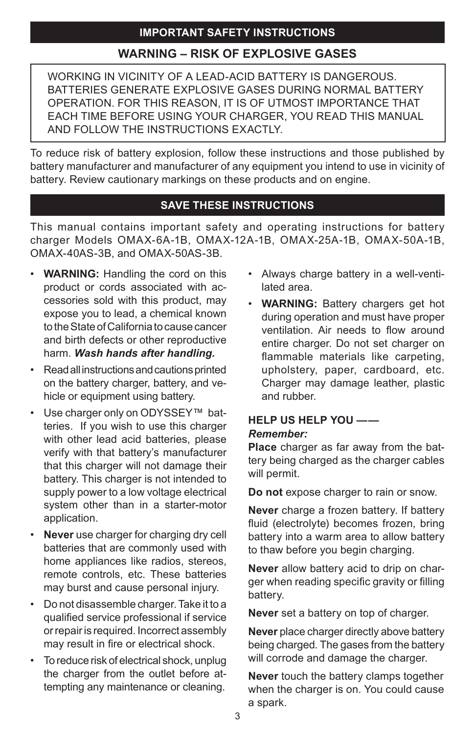## IMPORTANT SAFETY INSTRUCTIONS

### WARNING – RISK OF EXPLOSIVE GASES

WORKING IN VICINITY OF A LEAD-ACID BATTERY IS DANGEROUS. BATTERIES GENERATE EXPLOSIVE GASES DURING NORMAL BATTERY OPERATION. FOR THIS REASON, IT IS OF UTMOST IMPORTANCE THAT EACH TIME BEFORE USING YOUR CHARGER, YOU READ THIS MANUAL AND FOLLOW THE INSTRUCTIONS EXACTLY.

To reduce risk of battery explosion, follow these instructions and those published by battery manufacturer and manufacturer of any equipment you intend to use in vicinity of battery. Review cautionary markings on these products and on engine.

## SAVE THESE INSTRUCTIONS

This manual contains important safety and operating instructions for battery charger Models OMAX-6A-1B, OMAX-12A-1B, OMAX-25A-1B, OMAX-50A-1B, OMAX-40AS-3B, and OMAX-50AS-3B.

- **WARNING:** Handling the cord on this product or cords associated with accessories sold with this product, may expose you to lead, a chemical known to the State of California to cause cancer and birth defects or other reproductive harm. ***Wash hands after handling.***
- Read all instructions and cautions printed on the battery charger, battery, and vehicle or equipment using battery.
- Use charger only on ODYSSEY™ batteries. If you wish to use this charger with other lead acid batteries, please verify with that battery's manufacturer that this charger will not damage their battery. This charger is not intended to supply power to a low voltage electrical system other than in a starter-motor application.
- **Never** use charger for charging dry cell batteries that are commonly used with home appliances like radios, stereos, remote controls, etc. These batteries may burst and cause personal injury.
- Do not disassemble charger. Take it to a qualified service professional if service or repair is required. Incorrect assembly may result in fire or electrical shock.
- To reduce risk of electrical shock, unplug the charger from the outlet before attempting any maintenance or cleaning.
- Always charge battery in a well-ventilated area.
- **WARNING:** Battery chargers get hot during operation and must have proper ventilation. Air needs to flow around entire charger. Do not set charger on flammable materials like carpeting, upholstery, paper, cardboard, etc. Charger may damage leather, plastic and rubber.

**HELP US HELP YOU ——**
***Remember:***

**Place** charger as far away from the battery being charged as the charger cables will permit.

**Do not** expose charger to rain or snow.

**Never** charge a frozen battery. If battery fluid (electrolyte) becomes frozen, bring battery into a warm area to allow battery to thaw before you begin charging.

**Never** allow battery acid to drip on charger when reading specific gravity or filling battery.

**Never** set a battery on top of charger.

**Never** place charger directly above battery being charged. The gases from the battery will corrode and damage the charger.

**Never** touch the battery clamps together when the charger is on. You could cause a spark.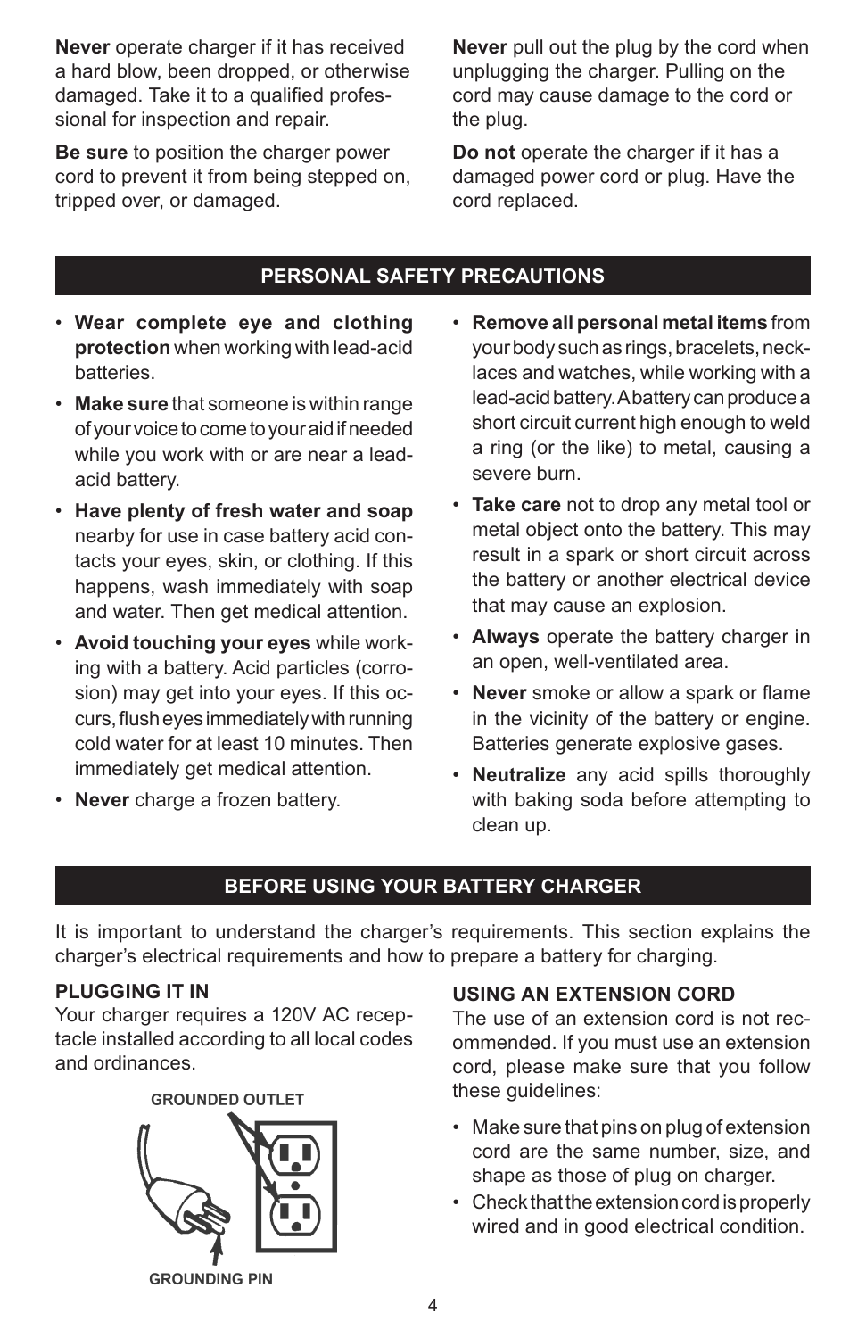**Never** operate charger if it has received a hard blow, been dropped, or otherwise damaged. Take it to a qualified professional for inspection and repair.

**Be sure** to position the charger power cord to prevent it from being stepped on, tripped over, or damaged.

**Never** pull out the plug by the cord when unplugging the charger. Pulling on the cord may cause damage to the cord or the plug.

**Do not** operate the charger if it has a damaged power cord or plug. Have the cord replaced.

## PERSONAL SAFETY PRECAUTIONS

- **Wear complete eye and clothing protection** when working with lead-acid batteries.
- **Make sure** that someone is within range of your voice to come to your aid if needed while you work with or are near a lead-acid battery.
- **Have plenty of fresh water and soap** nearby for use in case battery acid contacts your eyes, skin, or clothing. If this happens, wash immediately with soap and water. Then get medical attention.
- **Avoid touching your eyes** while working with a battery. Acid particles (corrosion) may get into your eyes. If this occurs, flush eyes immediately with running cold water for at least 10 minutes. Then immediately get medical attention.
- **Never** charge a frozen battery.
- **Remove all personal metal items** from your body such as rings, bracelets, necklaces and watches, while working with a lead-acid battery. A battery can produce a short circuit current high enough to weld a ring (or the like) to metal, causing a severe burn.
- **Take care** not to drop any metal tool or metal object onto the battery. This may result in a spark or short circuit across the battery or another electrical device that may cause an explosion.
- **Always** operate the battery charger in an open, well-ventilated area.
- **Never** smoke or allow a spark or flame in the vicinity of the battery or engine. Batteries generate explosive gases.
- **Neutralize** any acid spills thoroughly with baking soda before attempting to clean up.

## BEFORE USING YOUR BATTERY CHARGER

It is important to understand the charger's requirements. This section explains the charger's electrical requirements and how to prepare a battery for charging.

### PLUGGING IT IN

Your charger requires a 120V AC receptacle installed according to all local codes and ordinances.

GROUNDED OUTLET

GROUNDING PIN

### USING AN EXTENSION CORD

The use of an extension cord is not recommended. If you must use an extension cord, please make sure that you follow these guidelines:

- Make sure that pins on plug of extension cord are the same number, size, and shape as those of plug on charger.
- Check that the extension cord is properly wired and in good electrical condition.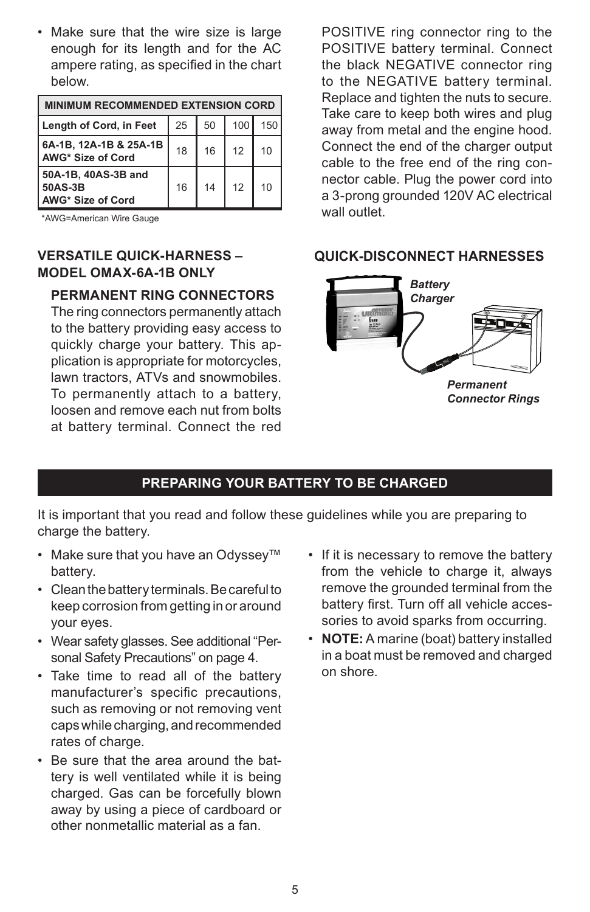- Make sure that the wire size is large enough for its length and for the AC ampere rating, as specified in the chart below.

| MINIMUM RECOMMENDED EXTENSION CORD | | | | |
|---|---|---|---|---|
| **Length of Cord, in Feet** | 25 | 50 | 100 | 150 |
| **6A-1B, 12A-1B & 25A-1B AWG* Size of Cord** | 18 | 16 | 12 | 10 |
| **50A-1B, 40AS-3B and 50AS-3B AWG* Size of Cord** | 16 | 14 | 12 | 10 |

*AWG=American Wire Gauge

### VERSATILE QUICK-HARNESS – MODEL OMAX-6A-1B ONLY

#### PERMANENT RING CONNECTORS

The ring connectors permanently attach to the battery providing easy access to quickly charge your battery. This application is appropriate for motorcycles, lawn tractors, ATVs and snowmobiles. To permanently attach to a battery, loosen and remove each nut from bolts at battery terminal. Connect the red POSITIVE ring connector ring to the POSITIVE battery terminal. Connect the black NEGATIVE connector ring to the NEGATIVE battery terminal. Replace and tighten the nuts to secure. Take care to keep both wires and plug away from metal and the engine hood. Connect the end of the charger output cable to the free end of the ring connector cable. Plug the power cord into a 3-prong grounded 120V AC electrical wall outlet.

#### QUICK-DISCONNECT HARNESSES

*Battery Charger*

*Permanent Connector Rings*

## PREPARING YOUR BATTERY TO BE CHARGED

It is important that you read and follow these guidelines while you are preparing to charge the battery.

- Make sure that you have an Odyssey™ battery.
- Clean the battery terminals. Be careful to keep corrosion from getting in or around your eyes.
- Wear safety glasses. See additional “Personal Safety Precautions” on page 4.
- Take time to read all of the battery manufacturer’s specific precautions, such as removing or not removing vent caps while charging, and recommended rates of charge.
- Be sure that the area around the battery is well ventilated while it is being charged. Gas can be forcefully blown away by using a piece of cardboard or other nonmetallic material as a fan.
- If it is necessary to remove the battery from the vehicle to charge it, always remove the grounded terminal from the battery first. Turn off all vehicle accessories to avoid sparks from occurring.
- **NOTE:** A marine (boat) battery installed in a boat must be removed and charged on shore.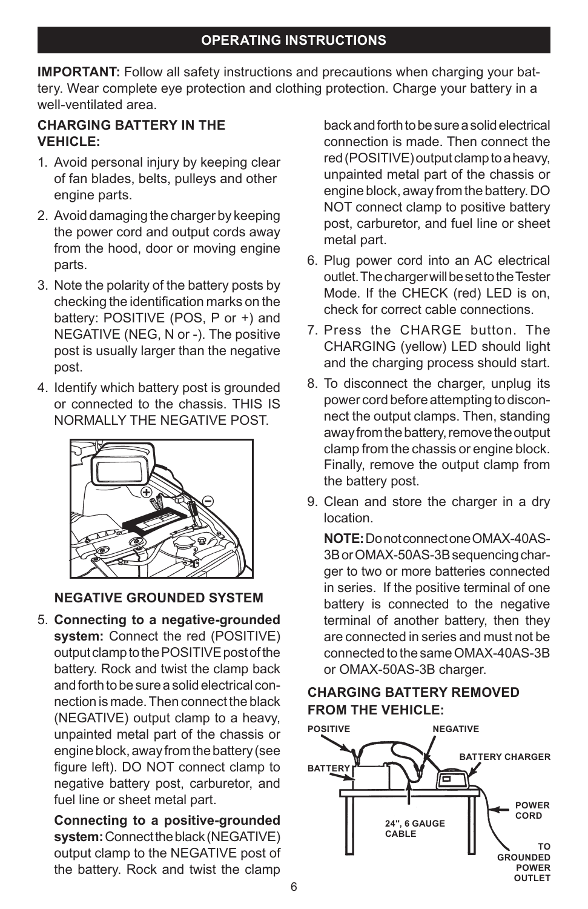## OPERATING INSTRUCTIONS

**IMPORTANT:** Follow all safety instructions and precautions when charging your battery. Wear complete eye protection and clothing protection. Charge your battery in a well-ventilated area.

### CHARGING BATTERY IN THE VEHICLE:

1. Avoid personal injury by keeping clear of fan blades, belts, pulleys and other engine parts.
2. Avoid damaging the charger by keeping the power cord and output cords away from the hood, door or moving engine parts.
3. Note the polarity of the battery posts by checking the identification marks on the battery: POSITIVE (POS, P or +) and NEGATIVE (NEG, N or -). The positive post is usually larger than the negative post.
4. Identify which battery post is grounded or connected to the chassis. THIS IS NORMALLY THE NEGATIVE POST.

**NEGATIVE GROUNDED SYSTEM**

5. **Connecting to a negative-grounded system:** Connect the red (POSITIVE) output clamp to the POSITIVE post of the battery. Rock and twist the clamp back and forth to be sure a solid electrical connection is made. Then connect the black (NEGATIVE) output clamp to a heavy, unpainted metal part of the chassis or engine block, away from the battery (see figure left). DO NOT connect clamp to negative battery post, carburetor, and fuel line or sheet metal part.

   **Connecting to a positive-grounded system:** Connect the black (NEGATIVE) output clamp to the NEGATIVE post of the battery. Rock and twist the clamp back and forth to be sure a solid electrical connection is made. Then connect the red (POSITIVE) output clamp to a heavy, unpainted metal part of the chassis or engine block, away from the battery. DO NOT connect clamp to positive battery post, carburetor, and fuel line or sheet metal part.
6. Plug power cord into an AC electrical outlet. The charger will be set to the Tester Mode. If the CHECK (red) LED is on, check for correct cable connections.
7. Press the CHARGE button. The CHARGING (yellow) LED should light and the charging process should start.
8. To disconnect the charger, unplug its power cord before attempting to disconnect the output clamps. Then, standing away from the battery, remove the output clamp from the chassis or engine block. Finally, remove the output clamp from the battery post.
9. Clean and store the charger in a dry location.

   **NOTE:** Do not connect one OMAX-40AS-3B or OMAX-50AS-3B sequencing charger to two or more batteries connected in series. If the positive terminal of one battery is connected to the negative terminal of another battery, then they are connected in series and must not be connected to the same OMAX-40AS-3B or OMAX-50AS-3B charger.

### CHARGING BATTERY REMOVED FROM THE VEHICLE:

POSITIVE
NEGATIVE
BATTERY CHARGER
BATTERY
POWER CORD
24", 6 GAUGE CABLE
TO GROUNDED POWER OUTLET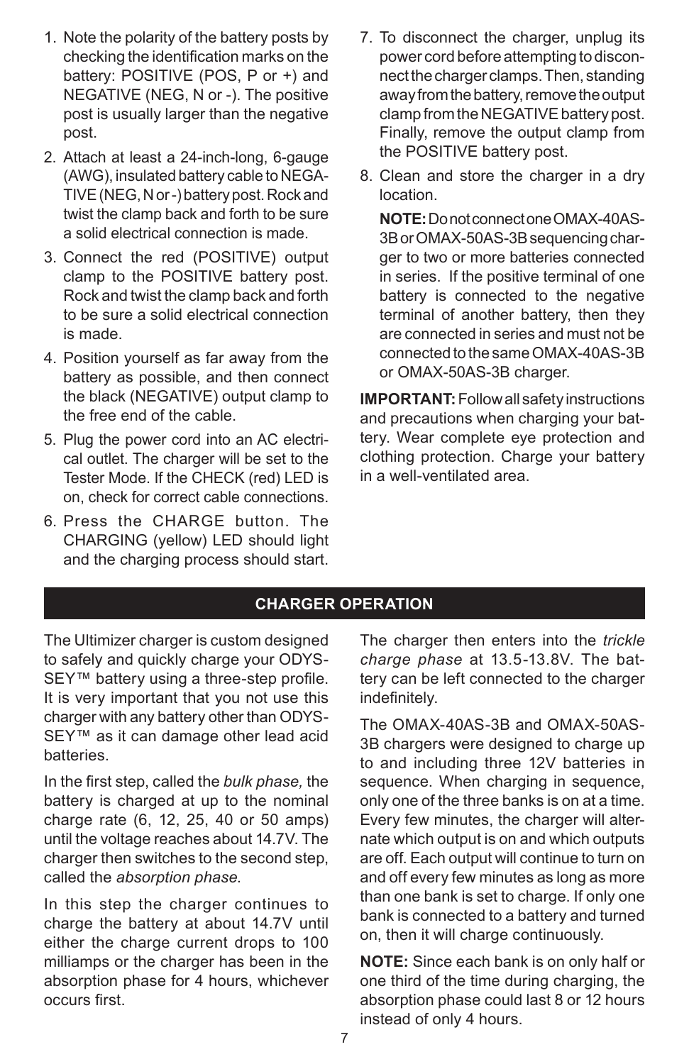1. Note the polarity of the battery posts by checking the identification marks on the battery: POSITIVE (POS, P or +) and NEGATIVE (NEG, N or -). The positive post is usually larger than the negative post.
2. Attach at least a 24-inch-long, 6-gauge (AWG), insulated battery cable to NEGATIVE (NEG, N or -) battery post. Rock and twist the clamp back and forth to be sure a solid electrical connection is made.
3. Connect the red (POSITIVE) output clamp to the POSITIVE battery post. Rock and twist the clamp back and forth to be sure a solid electrical connection is made.
4. Position yourself as far away from the battery as possible, and then connect the black (NEGATIVE) output clamp to the free end of the cable.
5. Plug the power cord into an AC electrical outlet. The charger will be set to the Tester Mode. If the CHECK (red) LED is on, check for correct cable connections.
6. Press the CHARGE button. The CHARGING (yellow) LED should light and the charging process should start.
7. To disconnect the charger, unplug its power cord before attempting to disconnect the charger clamps. Then, standing away from the battery, remove the output clamp from the NEGATIVE battery post. Finally, remove the output clamp from the POSITIVE battery post.
8. Clean and store the charger in a dry location.

   **NOTE:** Do not connect one OMAX-40AS-3B or OMAX-50AS-3B sequencing charger to two or more batteries connected in series. If the positive terminal of one battery is connected to the negative terminal of another battery, then they are connected in series and must not be connected to the same OMAX-40AS-3B or OMAX-50AS-3B charger.

**IMPORTANT:** Follow all safety instructions and precautions when charging your battery. Wear complete eye protection and clothing protection. Charge your battery in a well-ventilated area.

## CHARGER OPERATION

The Ultimizer charger is custom designed to safely and quickly charge your ODYSSEY™ battery using a three-step profile. It is very important that you not use this charger with any battery other than ODYSSEY™ as it can damage other lead acid batteries.

In the first step, called the *bulk phase,* the battery is charged at up to the nominal charge rate (6, 12, 25, 40 or 50 amps) until the voltage reaches about 14.7V. The charger then switches to the second step, called the *absorption phase*.

In this step the charger continues to charge the battery at about 14.7V until either the charge current drops to 100 milliamps or the charger has been in the absorption phase for 4 hours, whichever occurs first.

The charger then enters into the *trickle charge phase* at 13.5-13.8V. The battery can be left connected to the charger indefinitely.

The OMAX-40AS-3B and OMAX-50AS-3B chargers were designed to charge up to and including three 12V batteries in sequence. When charging in sequence, only one of the three banks is on at a time. Every few minutes, the charger will alternate which output is on and which outputs are off. Each output will continue to turn on and off every few minutes as long as more than one bank is set to charge. If only one bank is connected to a battery and turned on, then it will charge continuously.

**NOTE:** Since each bank is on only half or one third of the time during charging, the absorption phase could last 8 or 12 hours instead of only 4 hours.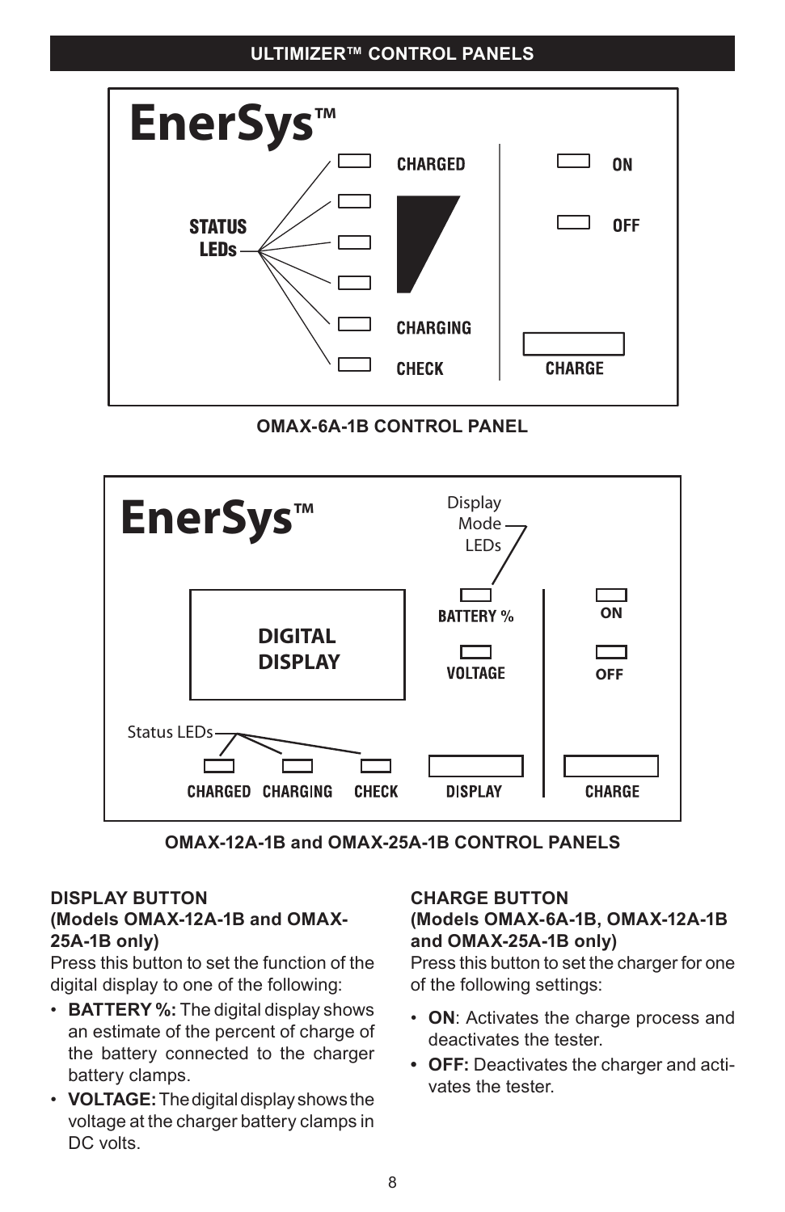## ULTIMIZER™ CONTROL PANELS

EnerSys™

STATUS LEDs

CHARGED

CHARGING

CHECK

ON

OFF

CHARGE

**OMAX-6A-1B CONTROL PANEL**

EnerSys™

Display Mode LEDs

DIGITAL DISPLAY

BATTERY %

VOLTAGE

ON

OFF

Status LEDs

CHARGED CHARGING CHECK DISPLAY CHARGE

**OMAX-12A-1B and OMAX-25A-1B CONTROL PANELS**

### DISPLAY BUTTON (Models OMAX-12A-1B and OMAX-25A-1B only)

Press this button to set the function of the digital display to one of the following:

- **BATTERY %:** The digital display shows an estimate of the percent of charge of the battery connected to the charger battery clamps.
- **VOLTAGE:** The digital display shows the voltage at the charger battery clamps in DC volts.

### CHARGE BUTTON (Models OMAX-6A-1B, OMAX-12A-1B and OMAX-25A-1B only)

Press this button to set the charger for one of the following settings:

- **ON**: Activates the charge process and deactivates the tester.
- **OFF:** Deactivates the charger and activates the tester.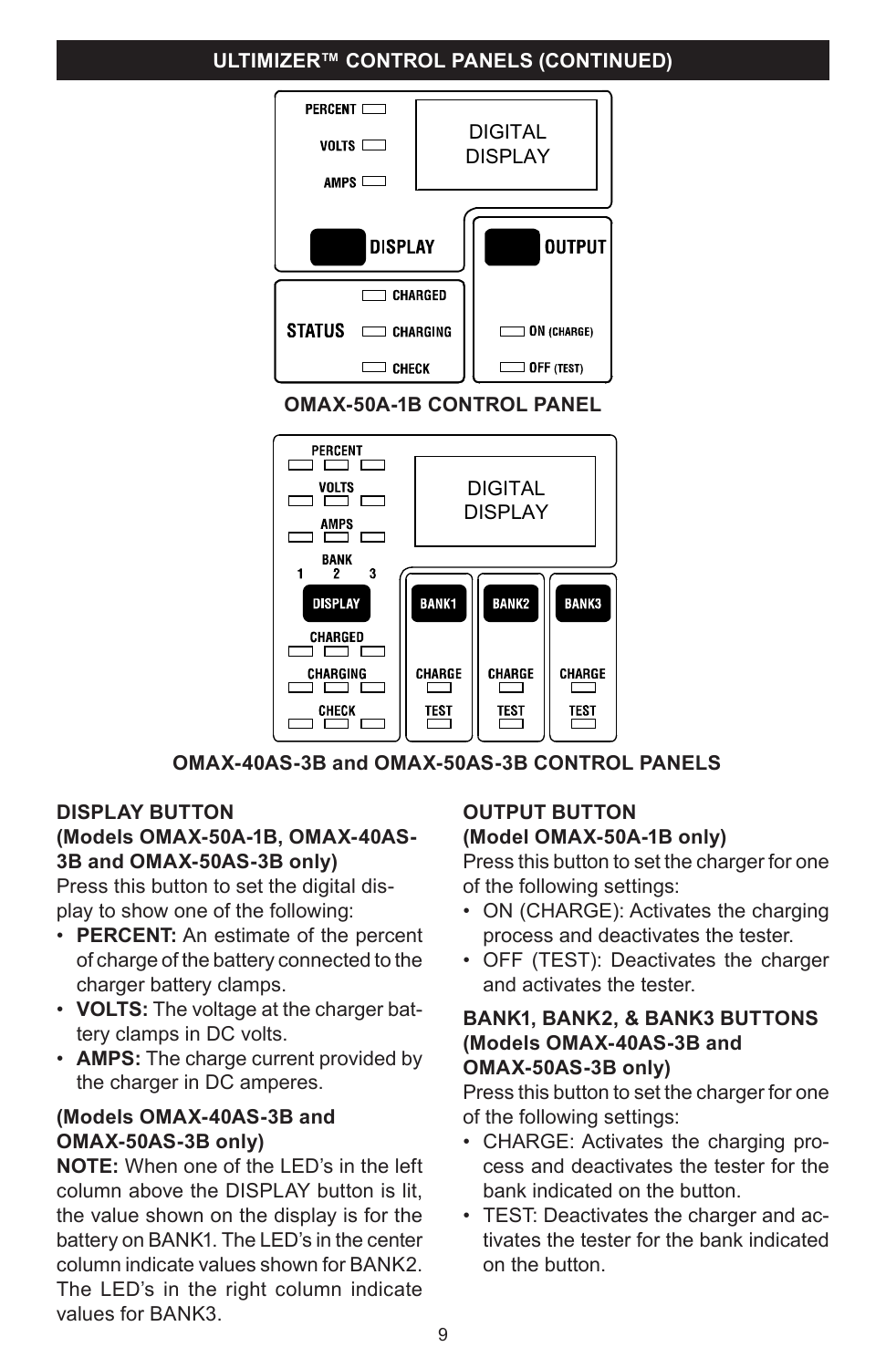## ULTIMIZER™ CONTROL PANELS (CONTINUED)

PERCENT
VOLTS
AMPS
DIGITAL DISPLAY
DISPLAY
OUTPUT
STATUS
CHARGED
CHARGING
CHECK
ON (CHARGE)
OFF (TEST)

**OMAX-50A-1B CONTROL PANEL**

PERCENT
VOLTS
AMPS
BANK
1 2 3
DIGITAL DISPLAY
DISPLAY
BANK1
BANK2
BANK3
CHARGED
CHARGING
CHECK
CHARGE
TEST

**OMAX-40AS-3B and OMAX-50AS-3B CONTROL PANELS**

### DISPLAY BUTTON (Models OMAX-50A-1B, OMAX-40AS-3B and OMAX-50AS-3B only)

Press this button to set the digital display to show one of the following:

- **PERCENT:** An estimate of the percent of charge of the battery connected to the charger battery clamps.
- **VOLTS:** The voltage at the charger battery clamps in DC volts.
- **AMPS:** The charge current provided by the charger in DC amperes.

### (Models OMAX-40AS-3B and OMAX-50AS-3B only)

**NOTE:** When one of the LED's in the left column above the DISPLAY button is lit, the value shown on the display is for the battery on BANK1. The LED's in the center column indicate values shown for BANK2. The LED's in the right column indicate values for BANK3.

### OUTPUT BUTTON (Model OMAX-50A-1B only)

Press this button to set the charger for one of the following settings:

- ON (CHARGE): Activates the charging process and deactivates the tester.
- OFF (TEST): Deactivates the charger and activates the tester.

### BANK1, BANK2, & BANK3 BUTTONS (Models OMAX-40AS-3B and OMAX-50AS-3B only)

Press this button to set the charger for one of the following settings:

- CHARGE: Activates the charging process and deactivates the tester for the bank indicated on the button.
- TEST: Deactivates the charger and activates the tester for the bank indicated on the button.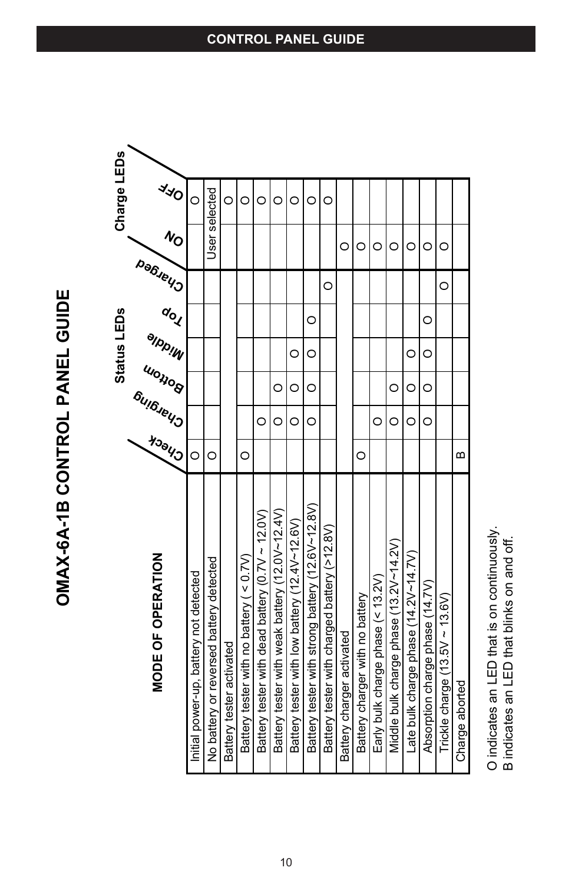# OMAX-6A-1B CONTROL PANEL GUIDE

| MODE OF OPERATION | Status LEDs | | | | | | Charge LEDs | |
|---|---|---|---|---|---|---|---|---|
| | Check | Charging | Bottom | Middle | Top | Charged | ON | OFF |
| Initial power-up, battery not detected | O | | | | | | | O |
| No battery or reversed battery detected | O | | | | | | User selected | |
| Battery tester activated | | | | | | | | O |
| Battery tester with no battery ( < 0.7V) | O | | | | | | | O |
| Battery tester with dead battery (0.7V ~ 12.0V) | | O | | | | | | O |
| Battery tester with weak battery (12.0V~12.4V) | | O | O | | | | | O |
| Battery tester with low battery (12.4V~12.6V) | | O | O | O | | | | O |
| Battery tester with strong battery (12.6V~12.8V) | | O | O | O | O | | | O |
| Battery tester with charged battery (>12.8V) | | | | | | O | | O |
| Battery charger activated | | | | | | | O | |
| Battery charger with no battery | O | | | | | | O | |
| Early bulk charge phase (< 13.2V) | | O | | | | | O | |
| Middle bulk charge phase (13.2V~14.2V) | | O | O | | | | O | |
| Late bulk charge phase (14.2V~14.7V) | | O | O | O | | | O | |
| Absorption charge phase (14.7V) | | O | O | O | O | | O | |
| Trickle charge (13.5V ~ 13.6V) | | | | | | O | O | |
| Charge aborted | B | | | | | | | |

O indicates an LED that is on continuously.
B indicates an LED that blinks on and off.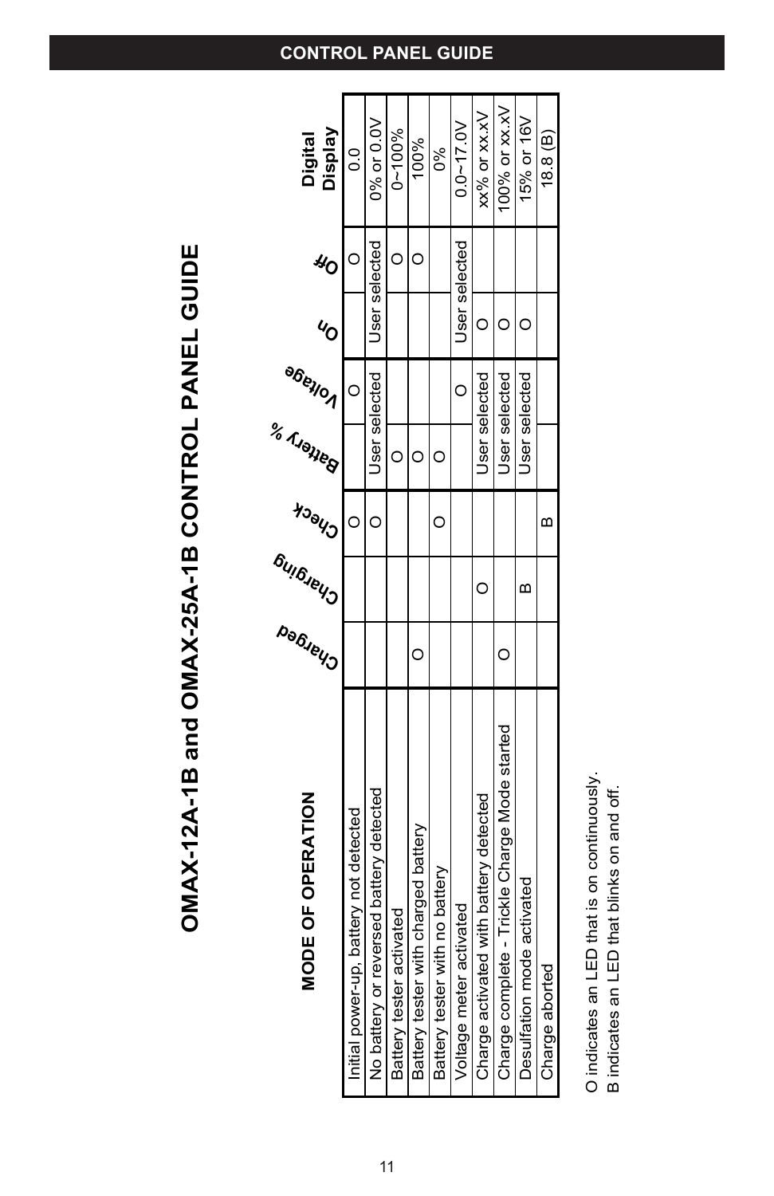# OMAX-12A-1B and OMAX-25A-1B CONTROL PANEL GUIDE

| MODE OF OPERATION | Charged | Charging | Check | Battery % | Voltage | On | Off | Digital Display |
|---|---|---|---|---|---|---|---|---|
| Initial power-up, battery not detected | | | O | | O | | O | 0.0 |
| No battery or reversed battery detected | | | O | User selected | | User selected | | 0% or 0.0V |
| Battery tester activated | | | | O | | | O | 0~100% |
| Battery tester with charged battery | O | | | O | | | O | 100% |
| Battery tester with no battery | | | O | O | | | | 0% |
| Voltage meter activated | | | | | O | User selected | | 0.0~17.0V |
| Charge activated with battery detected | | O | | User selected | | O | | xx% or xx.xV |
| Charge complete - Trickle Charge Mode started | O | | | User selected | | O | | 100% or xx.xV |
| Desulfation mode activated | | B | | User selected | | O | | 15% or 16V |
| Charge aborted | | | B | | | | | 18.8 (B) |

O indicates an LED that is on continuously.
B indicates an LED that blinks on and off.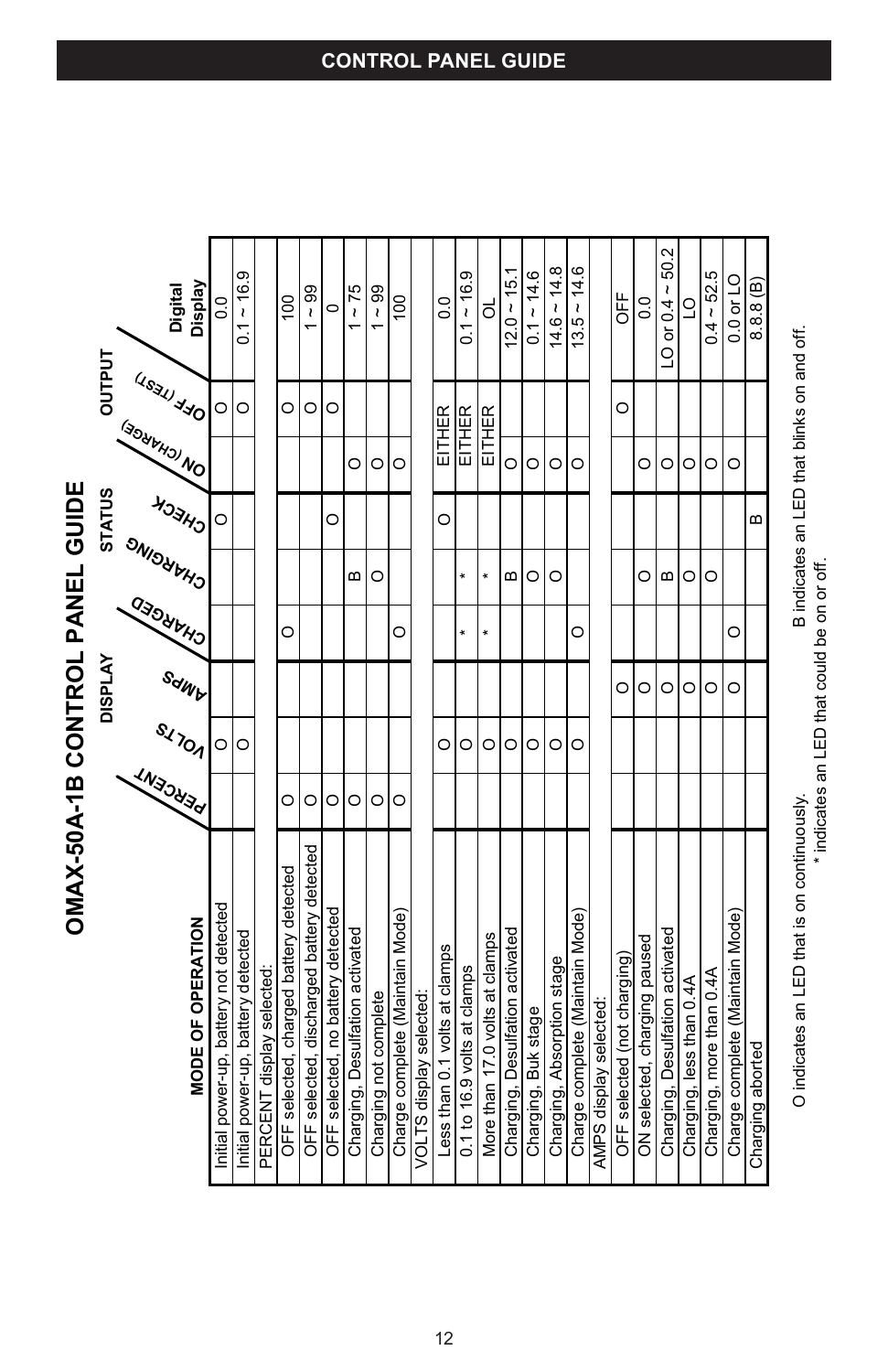# OMAX-50A-1B CONTROL PANEL GUIDE

| MODE OF OPERATION | DISPLAY | | | STATUS | | | OUTPUT | | Digital Display |
|---|---|---|---|---|---|---|---|---|---|
| | PERCENT | VOLTS | AMPS | CHARGED | CHARGING | CHECK | ON (CHARGE) | OFF (TEST) | |
| Initial power-up, battery not detected | | O | | | | O | | O | 0.0 |
| Initial power-up, battery detected | | O | | | | | | O | 0.1 ~ 16.9 |
| PERCENT display selected: | | | | | | | | | |
| OFF selected, charged battery detected | O | | | O | | | | O | 100 |
| OFF selected, discharged battery detected | O | | | | | | | O | 1 ~ 99 |
| OFF selected, no battery detected | O | | | | | O | | O | 0 |
| Charging, Desulfation activated | O | | | | B | | O | | 1 ~ 75 |
| Charging not complete | O | | | | O | | O | | 1 ~ 99 |
| Charge complete (Maintain Mode) | O | | | O | | | O | | 100 |
| VOLTS display selected: | | | | | | | | | |
| Less than 0.1 volts at clamps | | O | | | | O | EITHER | | 0.0 |
| 0.1 to 16.9 volts at clamps | | O | | * | * | | EITHER | | 0.1 ~ 16.9 |
| More than 17.0 volts at clamps | | O | | * | * | | EITHER | | OL |
| Charging, Desulfation activated | | O | | | B | | O | | 12.0 ~ 15.1 |
| Charging, Buk stage | | O | | | O | | O | | 0.1 ~ 14.6 |
| Charging, Absorption stage | | O | | | O | | O | | 14.6 ~ 14.8 |
| Charge complete (Maintain Mode) | | O | | O | | | O | | 13.5 ~ 14.6 |
| AMPS display selected: | | | | | | | | | |
| OFF selected (not charging) | | | O | | | | | O | OFF |
| ON selected, charging paused | | | O | | O | | O | | 0.0 |
| Charging, Desulfation activated | | | O | | B | | O | | LO or 0.4 ~ 50.2 |
| Charging, less than 0.4A | | | O | | O | | O | | LO |
| Charging, more than 0.4A | | | O | | O | | O | | 0.4 ~ 52.5 |
| Charge complete (Maintain Mode) | | | O | O | | | O | | 0.0 or LO |
| Charging aborted | | | | | | B | | | 8.8.8 (B) |

O indicates an LED that is on continuously.

B indicates an LED that blinks on and off.

* indicates an LED that could be on or off.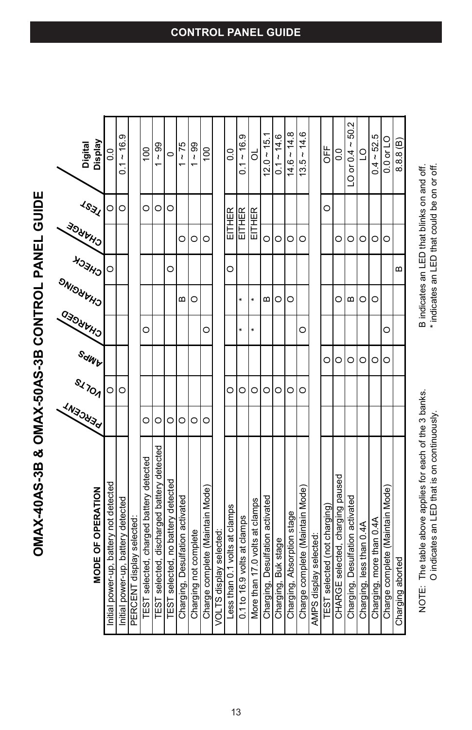# OMAX-40AS-3B & OMAX-50AS-3B CONTROL PANEL GUIDE

| MODE OF OPERATION | PERCENT | VOLTS | AMPS | CHARGED | CHARGING | CHECK | CHARGE | TEST | Digital Display |
|---|---|---|---|---|---|---|---|---|---|
| Initial power-up, battery not detected | | O | | | | O | | O | 0.0 |
| Initial power-up, battery detected | | O | | | | | | O | 0.1 ~ 16.9 |
| PERCENT display selected: | | | | | | | | | |
| TEST selected, charged battery detected | O | | | O | | | | O | 100 |
| TEST selected, discharged battery detected | O | | | | | | | O | 1 ~ 99 |
| TEST selected, no battery detected | O | | | | | O | | O | 0 |
| Charging, Desulfation activated | O | | | | B | | O | | 1 ~ 75 |
| Charging not complete | O | | | | O | | O | | 1 ~ 99 |
| Charge complete (Maintain Mode) | O | | | O | | | O | | 100 |
| VOLTS display selected: | | | | | | | | | |
| Less than 0.1 volts at clamps | | O | | | | O | EITHER | | 0.0 |
| 0.1 to 16.9 volts at clamps | | O | | * | * | | EITHER | | 0.1 ~ 16.9 |
| More than 17.0 volts at clamps | | O | | * | * | | EITHER | | OL |
| Charging, Desulfation activated | | O | | | B | | O | | 12.0 ~ 15.1 |
| Charging, Buk stage | | O | | | O | | O | | 0.1 ~ 14.6 |
| Charging, Absorption stage | | O | | | O | | O | | 14.6 ~ 14.8 |
| Charge complete (Maintain Mode) | | O | | O | | | O | | 13.5 ~ 14.6 |
| AMPS display selected: | | | | | | | | | |
| TEST selected (not charging) | | | O | | | | | O | OFF |
| CHARGE selected, charging paused | | | O | | O | | O | | 0.0 |
| Charging, Desulfation activated | | | O | | B | | O | | LO or 0.4 ~ 50.2 |
| Charging, less than 0.4A | | | O | | O | | O | | LO |
| Charging, more than 0.4A | | | O | | O | | O | | 0.4 ~ 52.5 |
| Charge complete (Maintain Mode) | | | O | O | | | O | | 0.0 or LO |
| Charging aborted | | | | | | B | | | 8.8.8 (B) |

NOTE: The table above applies for each of the 3 banks.
O indicates an LED that is on continuously.

B indicates an LED that blinks on and off.
* indicates an LED that could be on or off.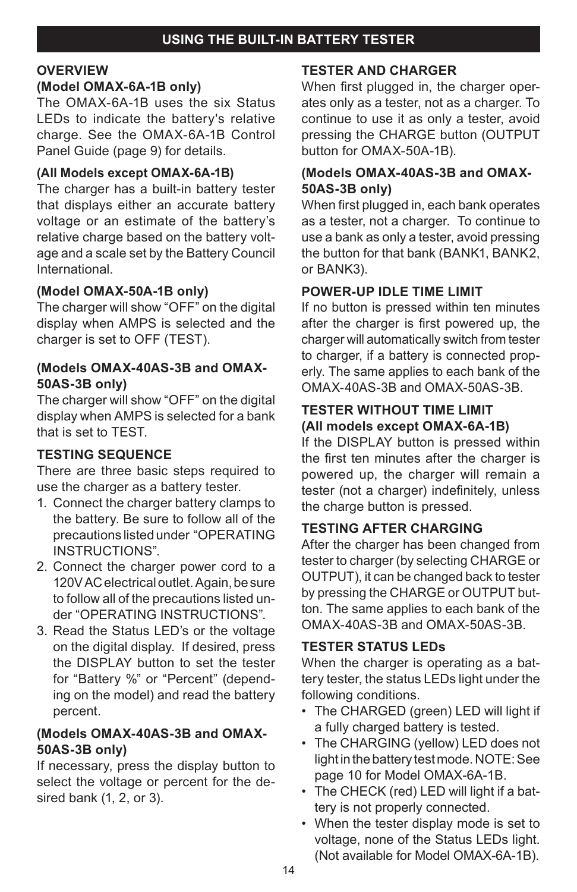# USING THE BUILT-IN BATTERY TESTER

## OVERVIEW

**(Model OMAX-6A-1B only)**

The OMAX-6A-1B uses the six Status LEDs to indicate the battery's relative charge. See the OMAX-6A-1B Control Panel Guide (page 9) for details.

**(All Models except OMAX-6A-1B)**

The charger has a built-in battery tester that displays either an accurate battery voltage or an estimate of the battery's relative charge based on the battery voltage and a scale set by the Battery Council International.

**(Model OMAX-50A-1B only)**

The charger will show "OFF" on the digital display when AMPS is selected and the charger is set to OFF (TEST).

**(Models OMAX-40AS-3B and OMAX-50AS-3B only)**

The charger will show "OFF" on the digital display when AMPS is selected for a bank that is set to TEST.

## TESTING SEQUENCE

There are three basic steps required to use the charger as a battery tester.

1. Connect the charger battery clamps to the battery. Be sure to follow all of the precautions listed under "OPERATING INSTRUCTIONS".
2. Connect the charger power cord to a 120V AC electrical outlet. Again, be sure to follow all of the precautions listed under "OPERATING INSTRUCTIONS".
3. Read the Status LED's or the voltage on the digital display. If desired, press the DISPLAY button to set the tester for "Battery %" or "Percent" (depending on the model) and read the battery percent.

**(Models OMAX-40AS-3B and OMAX-50AS-3B only)**

If necessary, press the display button to select the voltage or percent for the desired bank (1, 2, or 3).

## TESTER AND CHARGER

When first plugged in, the charger operates only as a tester, not as a charger. To continue to use it as only a tester, avoid pressing the CHARGE button (OUTPUT button for OMAX-50A-1B).

**(Models OMAX-40AS-3B and OMAX-50AS-3B only)**

When first plugged in, each bank operates as a tester, not a charger. To continue to use a bank as only a tester, avoid pressing the button for that bank (BANK1, BANK2, or BANK3).

## POWER-UP IDLE TIME LIMIT

If no button is pressed within ten minutes after the charger is first powered up, the charger will automatically switch from tester to charger, if a battery is connected properly. The same applies to each bank of the OMAX-40AS-3B and OMAX-50AS-3B.

## TESTER WITHOUT TIME LIMIT (All models except OMAX-6A-1B)

If the DISPLAY button is pressed within the first ten minutes after the charger is powered up, the charger will remain a tester (not a charger) indefinitely, unless the charge button is pressed.

## TESTING AFTER CHARGING

After the charger has been changed from tester to charger (by selecting CHARGE or OUTPUT), it can be changed back to tester by pressing the CHARGE or OUTPUT button. The same applies to each bank of the OMAX-40AS-3B and OMAX-50AS-3B.

## TESTER STATUS LEDs

When the charger is operating as a battery tester, the status LEDs light under the following conditions.

- The CHARGED (green) LED will light if a fully charged battery is tested.
- The CHARGING (yellow) LED does not light in the battery test mode. NOTE: See page 10 for Model OMAX-6A-1B.
- The CHECK (red) LED will light if a battery is not properly connected.
- When the tester display mode is set to voltage, none of the Status LEDs light. (Not available for Model OMAX-6A-1B).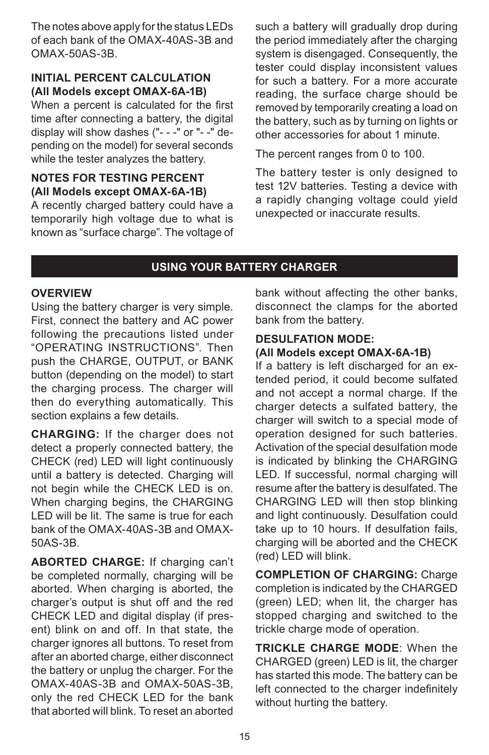The notes above apply for the status LEDs of each bank of the OMAX-40AS-3B and OMAX-50AS-3B.

### INITIAL PERCENT CALCULATION (All Models except OMAX-6A-1B)

When a percent is calculated for the first time after connecting a battery, the digital display will show dashes ("- - -" or "- -" depending on the model) for several seconds while the tester analyzes the battery.

### NOTES FOR TESTING PERCENT (All Models except OMAX-6A-1B)

A recently charged battery could have a temporarily high voltage due to what is known as “surface charge”. The voltage of such a battery will gradually drop during the period immediately after the charging system is disengaged. Consequently, the tester could display inconsistent values for such a battery. For a more accurate reading, the surface charge should be removed by temporarily creating a load on the battery, such as by turning on lights or other accessories for about 1 minute.

The percent ranges from 0 to 100.

The battery tester is only designed to test 12V batteries. Testing a device with a rapidly changing voltage could yield unexpected or inaccurate results.

## USING YOUR BATTERY CHARGER

### OVERVIEW

Using the battery charger is very simple. First, connect the battery and AC power following the precautions listed under “OPERATING INSTRUCTIONS”. Then push the CHARGE, OUTPUT, or BANK button (depending on the model) to start the charging process. The charger will then do everything automatically. This section explains a few details.

**CHARGING:** If the charger does not detect a properly connected battery, the CHECK (red) LED will light continuously until a battery is detected. Charging will not begin while the CHECK LED is on. When charging begins, the CHARGING LED will be lit. The same is true for each bank of the OMAX-40AS-3B and OMAX-50AS-3B.

**ABORTED CHARGE:** If charging can’t be completed normally, charging will be aborted. When charging is aborted, the charger’s output is shut off and the red CHECK LED and digital display (if present) blink on and off. In that state, the charger ignores all buttons. To reset from after an aborted charge, either disconnect the battery or unplug the charger. For the OMAX-40AS-3B and OMAX-50AS-3B, only the red CHECK LED for the bank that aborted will blink. To reset an aborted bank without affecting the other banks, disconnect the clamps for the aborted bank from the battery.

### DESULFATION MODE: (All Models except OMAX-6A-1B)

If a battery is left discharged for an extended period, it could become sulfated and not accept a normal charge. If the charger detects a sulfated battery, the charger will switch to a special mode of operation designed for such batteries. Activation of the special desulfation mode is indicated by blinking the CHARGING LED. If successful, normal charging will resume after the battery is desulfated. The CHARGING LED will then stop blinking and light continuously. Desulfation could take up to 10 hours. If desulfation fails, charging will be aborted and the CHECK (red) LED will blink.

**COMPLETION OF CHARGING:** Charge completion is indicated by the CHARGED (green) LED; when lit, the charger has stopped charging and switched to the trickle charge mode of operation.

**TRICKLE CHARGE MODE**: When the CHARGED (green) LED is lit, the charger has started this mode. The battery can be left connected to the charger indefinitely without hurting the battery.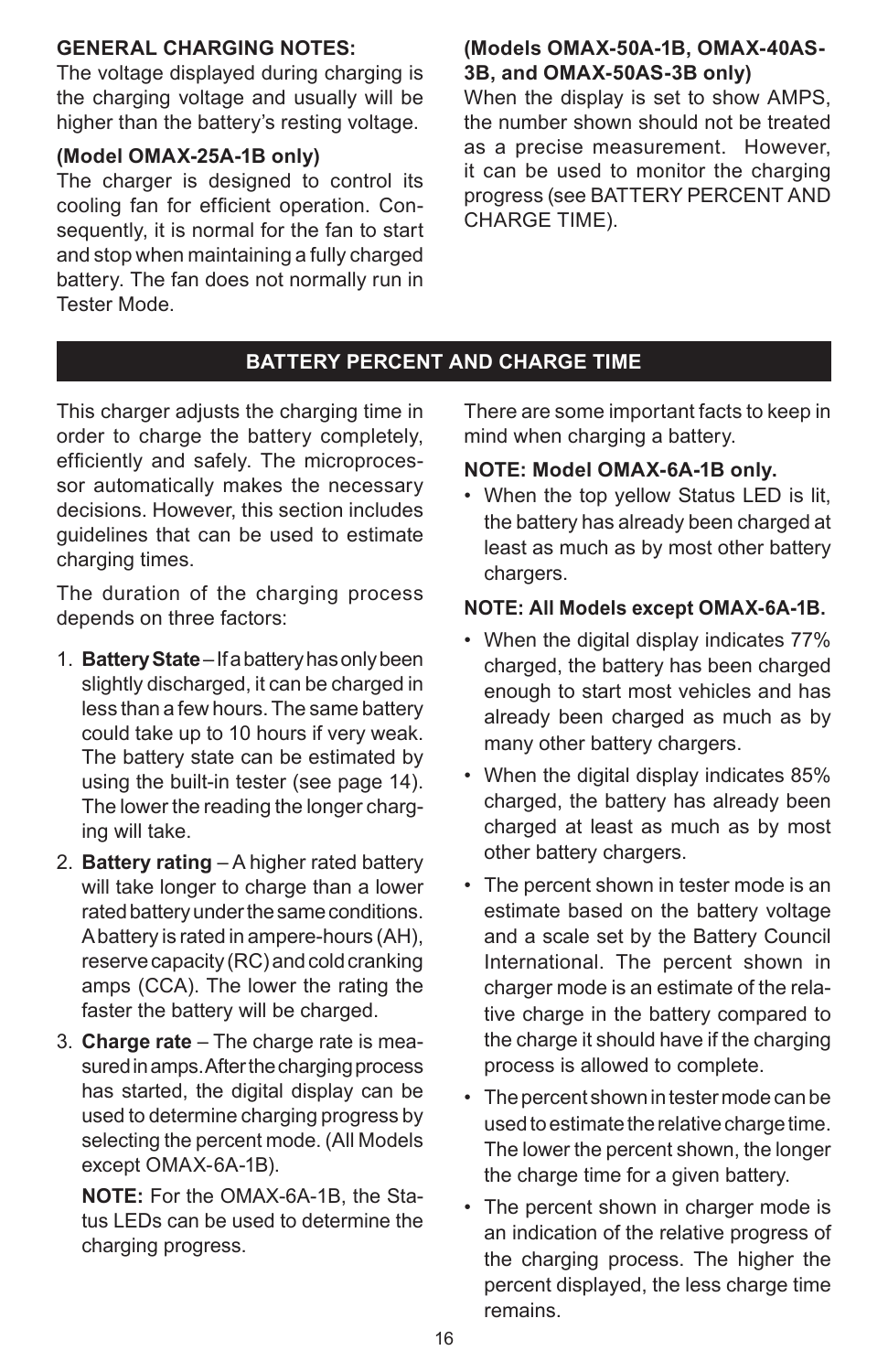**GENERAL CHARGING NOTES:**

The voltage displayed during charging is the charging voltage and usually will be higher than the battery's resting voltage.

**(Model OMAX-25A-1B only)**

The charger is designed to control its cooling fan for efficient operation. Consequently, it is normal for the fan to start and stop when maintaining a fully charged battery. The fan does not normally run in Tester Mode.

**(Models OMAX-50A-1B, OMAX-40AS-3B, and OMAX-50AS-3B only)**

When the display is set to show AMPS, the number shown should not be treated as a precise measurement. However, it can be used to monitor the charging progress (see BATTERY PERCENT AND CHARGE TIME).

## BATTERY PERCENT AND CHARGE TIME

This charger adjusts the charging time in order to charge the battery completely, efficiently and safely. The microprocessor automatically makes the necessary decisions. However, this section includes guidelines that can be used to estimate charging times.

The duration of the charging process depends on three factors:

1. **Battery State** – If a battery has only been slightly discharged, it can be charged in less than a few hours. The same battery could take up to 10 hours if very weak. The battery state can be estimated by using the built-in tester (see page 14). The lower the reading the longer charging will take.
2. **Battery rating** – A higher rated battery will take longer to charge than a lower rated battery under the same conditions. A battery is rated in ampere-hours (AH), reserve capacity (RC) and cold cranking amps (CCA). The lower the rating the faster the battery will be charged.
3. **Charge rate** – The charge rate is measured in amps. After the charging process has started, the digital display can be used to determine charging progress by selecting the percent mode. (All Models except OMAX-6A-1B).

   **NOTE:** For the OMAX-6A-1B, the Status LEDs can be used to determine the charging progress.

There are some important facts to keep in mind when charging a battery.

**NOTE: Model OMAX-6A-1B only.**

- When the top yellow Status LED is lit, the battery has already been charged at least as much as by most other battery chargers.

**NOTE: All Models except OMAX-6A-1B.**

- When the digital display indicates 77% charged, the battery has been charged enough to start most vehicles and has already been charged as much as by many other battery chargers.
- When the digital display indicates 85% charged, the battery has already been charged at least as much as by most other battery chargers.
- The percent shown in tester mode is an estimate based on the battery voltage and a scale set by the Battery Council International. The percent shown in charger mode is an estimate of the relative charge in the battery compared to the charge it should have if the charging process is allowed to complete.
- The percent shown in tester mode can be used to estimate the relative charge time. The lower the percent shown, the longer the charge time for a given battery.
- The percent shown in charger mode is an indication of the relative progress of the charging process. The higher the percent displayed, the less charge time remains.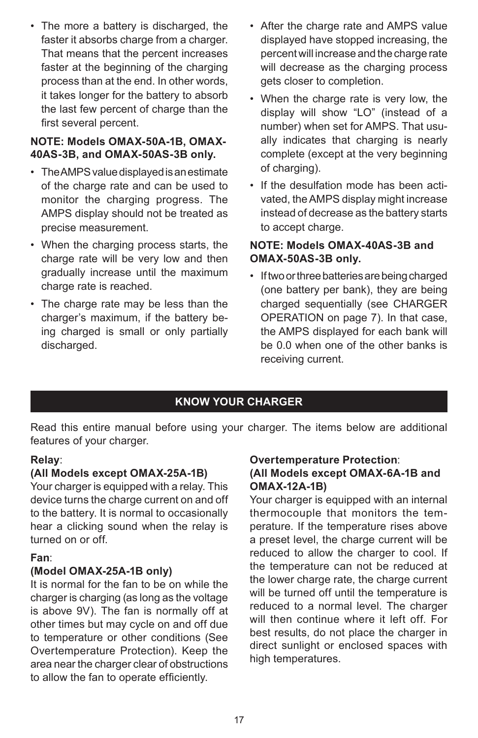- The more a battery is discharged, the faster it absorbs charge from a charger. That means that the percent increases faster at the beginning of the charging process than at the end. In other words, it takes longer for the battery to absorb the last few percent of charge than the first several percent.

**NOTE: Models OMAX-50A-1B, OMAX-40AS-3B, and OMAX-50AS-3B only.**

- The AMPS value displayed is an estimate of the charge rate and can be used to monitor the charging progress. The AMPS display should not be treated as precise measurement.
- When the charging process starts, the charge rate will be very low and then gradually increase until the maximum charge rate is reached.
- The charge rate may be less than the charger's maximum, if the battery being charged is small or only partially discharged.
- After the charge rate and AMPS value displayed have stopped increasing, the percent will increase and the charge rate will decrease as the charging process gets closer to completion.
- When the charge rate is very low, the display will show "LO" (instead of a number) when set for AMPS. That usually indicates that charging is nearly complete (except at the very beginning of charging).
- If the desulfation mode has been activated, the AMPS display might increase instead of decrease as the battery starts to accept charge.

**NOTE: Models OMAX-40AS-3B and OMAX-50AS-3B only.**

- If two or three batteries are being charged (one battery per bank), they are being charged sequentially (see CHARGER OPERATION on page 7). In that case, the AMPS displayed for each bank will be 0.0 when one of the other banks is receiving current.

## KNOW YOUR CHARGER

Read this entire manual before using your charger. The items below are additional features of your charger.

**Relay**:
**(All Models except OMAX-25A-1B)**
Your charger is equipped with a relay. This device turns the charge current on and off to the battery. It is normal to occasionally hear a clicking sound when the relay is turned on or off.

**Fan**:
**(Model OMAX-25A-1B only)**
It is normal for the fan to be on while the charger is charging (as long as the voltage is above 9V). The fan is normally off at other times but may cycle on and off due to temperature or other conditions (See Overtemperature Protection). Keep the area near the charger clear of obstructions to allow the fan to operate efficiently.

**Overtemperature Protection**:
**(All Models except OMAX-6A-1B and OMAX-12A-1B)**
Your charger is equipped with an internal thermocouple that monitors the temperature. If the temperature rises above a preset level, the charge current will be reduced to allow the charger to cool. If the temperature can not be reduced at the lower charge rate, the charge current will be turned off until the temperature is reduced to a normal level. The charger will then continue where it left off. For best results, do not place the charger in direct sunlight or enclosed spaces with high temperatures.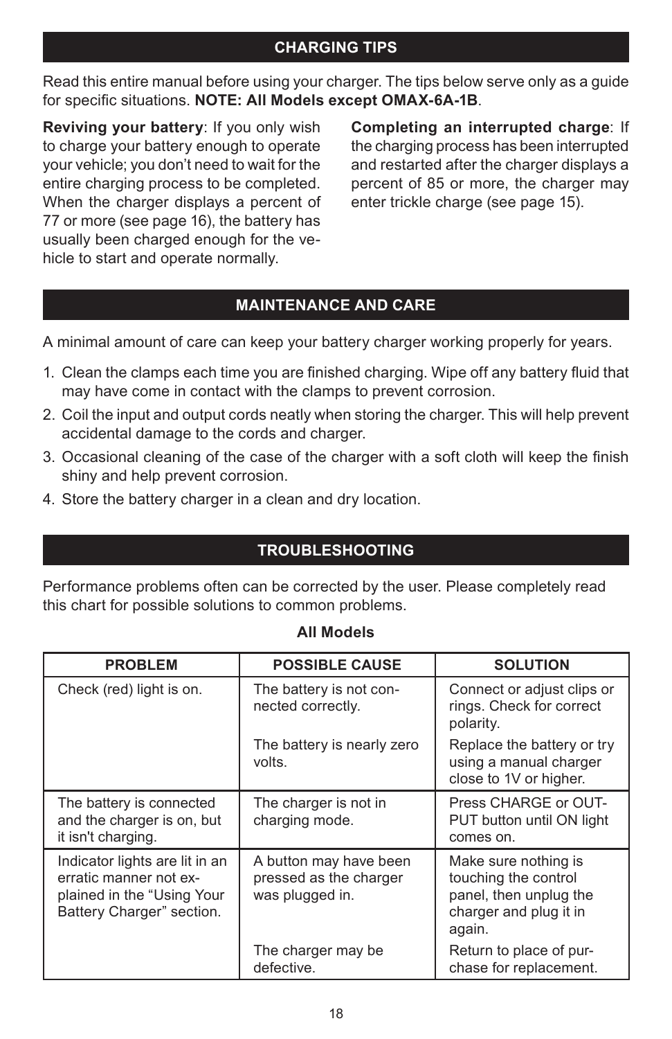## CHARGING TIPS

Read this entire manual before using your charger. The tips below serve only as a guide for specific situations. **NOTE: All Models except OMAX-6A-1B**.

**Reviving your battery**: If you only wish to charge your battery enough to operate your vehicle; you don't need to wait for the entire charging process to be completed. When the charger displays a percent of 77 or more (see page 16), the battery has usually been charged enough for the vehicle to start and operate normally.

**Completing an interrupted charge**: If the charging process has been interrupted and restarted after the charger displays a percent of 85 or more, the charger may enter trickle charge (see page 15).

## MAINTENANCE AND CARE

A minimal amount of care can keep your battery charger working properly for years.

1. Clean the clamps each time you are finished charging. Wipe off any battery fluid that may have come in contact with the clamps to prevent corrosion.
2. Coil the input and output cords neatly when storing the charger. This will help prevent accidental damage to the cords and charger.
3. Occasional cleaning of the case of the charger with a soft cloth will keep the finish shiny and help prevent corrosion.
4. Store the battery charger in a clean and dry location.

## TROUBLESHOOTING

Performance problems often can be corrected by the user. Please completely read this chart for possible solutions to common problems.

**All Models**

| PROBLEM | POSSIBLE CAUSE | SOLUTION |
|---|---|---|
| Check (red) light is on. | The battery is not connected correctly. | Connect or adjust clips or rings. Check for correct polarity. |
| | The battery is nearly zero volts. | Replace the battery or try using a manual charger close to 1V or higher. |
| The battery is connected and the charger is on, but it isn't charging. | The charger is not in charging mode. | Press CHARGE or OUTPUT button until ON light comes on. |
| Indicator lights are lit in an erratic manner not explained in the "Using Your Battery Charger" section. | A button may have been pressed as the charger was plugged in. | Make sure nothing is touching the control panel, then unplug the charger and plug it in again. |
| | The charger may be defective. | Return to place of purchase for replacement. |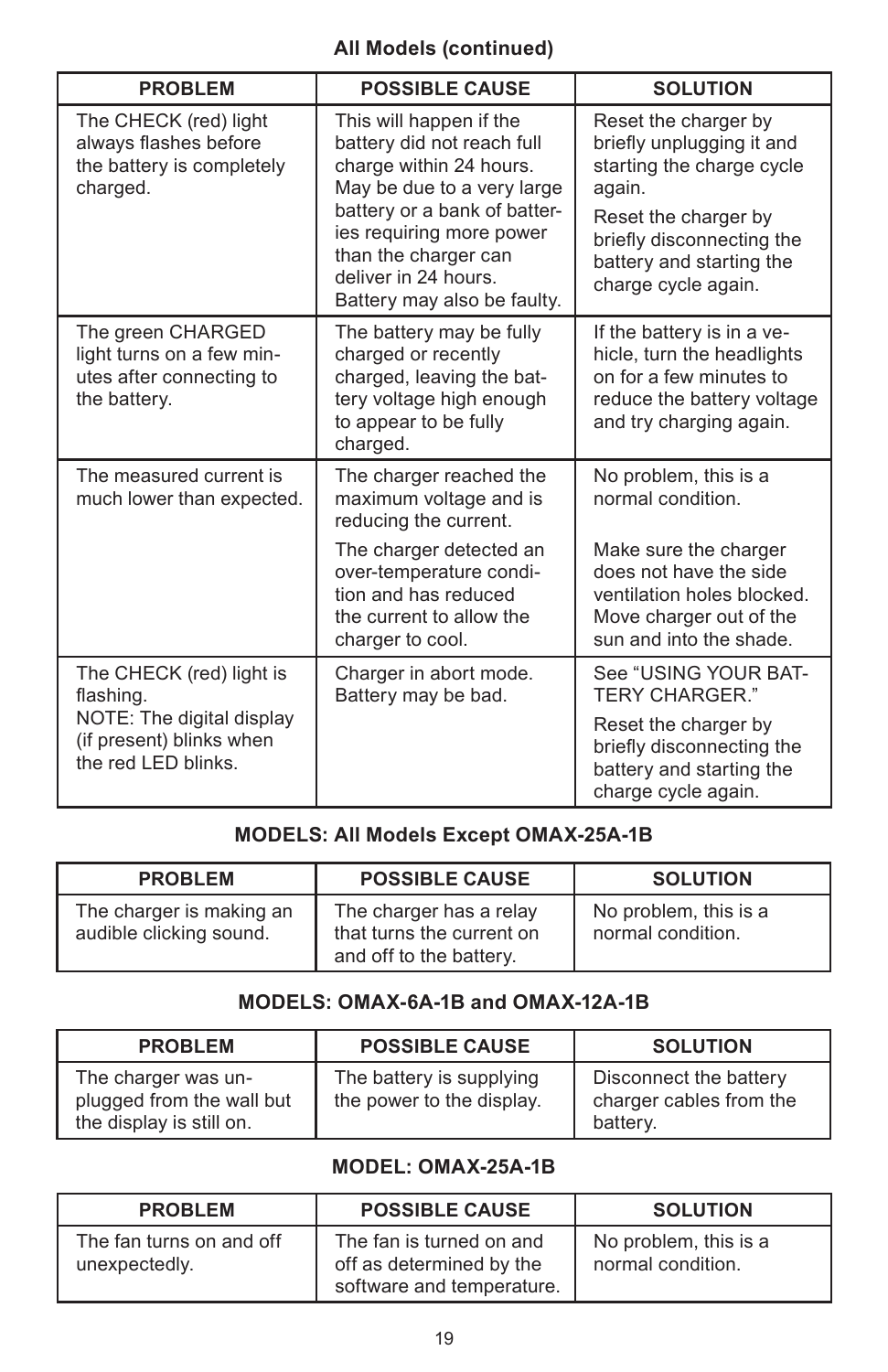### All Models (continued)

| PROBLEM | POSSIBLE CAUSE | SOLUTION |
|---|---|---|
| The CHECK (red) light always flashes before the battery is completely charged. | This will happen if the battery did not reach full charge within 24 hours. May be due to a very large battery or a bank of batteries requiring more power than the charger can deliver in 24 hours. Battery may also be faulty. | Reset the charger by briefly unplugging it and starting the charge cycle again.<br>Reset the charger by briefly disconnecting the battery and starting the charge cycle again. |
| The green CHARGED light turns on a few minutes after connecting to the battery. | The battery may be fully charged or recently charged, leaving the battery voltage high enough to appear to be fully charged. | If the battery is in a vehicle, turn the headlights on for a few minutes to reduce the battery voltage and try charging again. |
| The measured current is much lower than expected. | The charger reached the maximum voltage and is reducing the current.<br>The charger detected an over-temperature condition and has reduced the current to allow the charger to cool. | No problem, this is a normal condition.<br>Make sure the charger does not have the side ventilation holes blocked. Move charger out of the sun and into the shade. |
| The CHECK (red) light is flashing.<br>NOTE: The digital display (if present) blinks when the red LED blinks. | Charger in abort mode. Battery may be bad. | See "USING YOUR BATTERY CHARGER."<br>Reset the charger by briefly disconnecting the battery and starting the charge cycle again. |

### MODELS: All Models Except OMAX-25A-1B

| PROBLEM | POSSIBLE CAUSE | SOLUTION |
|---|---|---|
| The charger is making an audible clicking sound. | The charger has a relay that turns the current on and off to the battery. | No problem, this is a normal condition. |

### MODELS: OMAX-6A-1B and OMAX-12A-1B

| PROBLEM | POSSIBLE CAUSE | SOLUTION |
|---|---|---|
| The charger was unplugged from the wall but the display is still on. | The battery is supplying the power to the display. | Disconnect the battery charger cables from the battery. |

### MODEL: OMAX-25A-1B

| PROBLEM | POSSIBLE CAUSE | SOLUTION |
|---|---|---|
| The fan turns on and off unexpectedly. | The fan is turned on and off as determined by the software and temperature. | No problem, this is a normal condition. |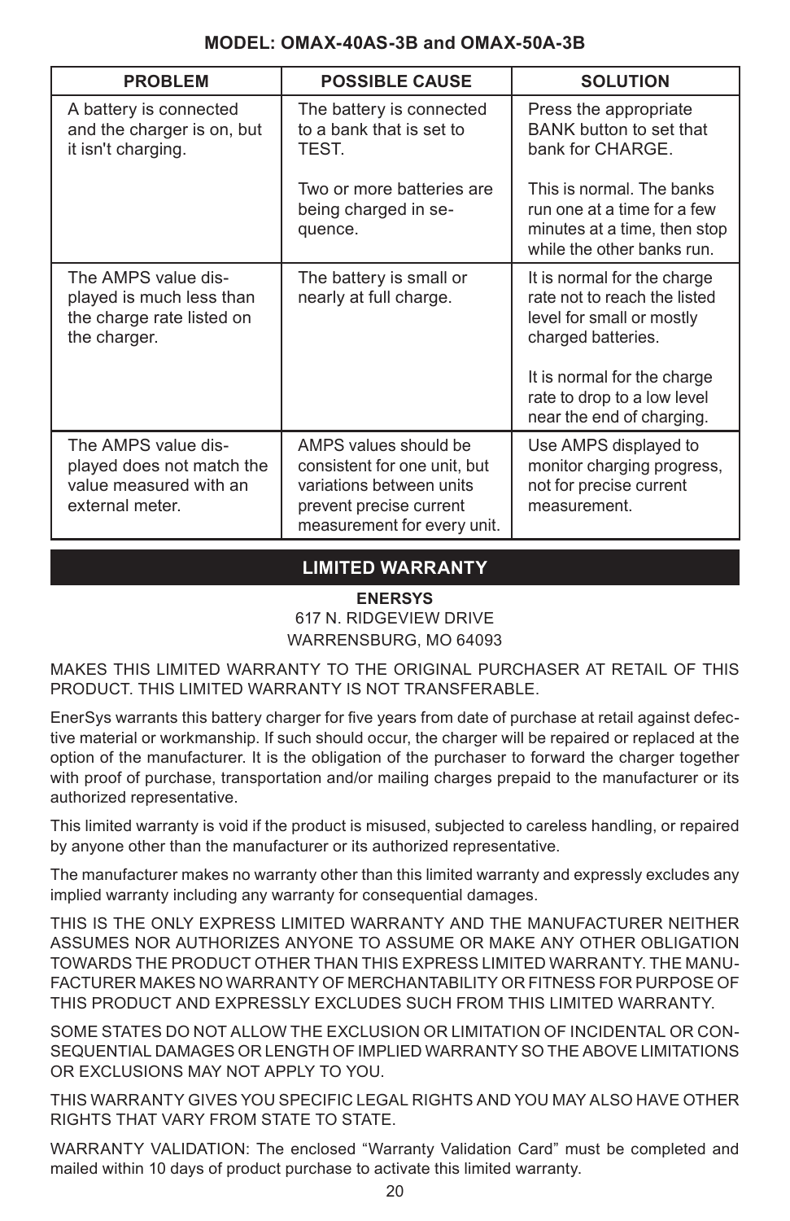**MODEL: OMAX-40AS-3B and OMAX-50A-3B**

| PROBLEM | POSSIBLE CAUSE | SOLUTION |
|---|---|---|
| A battery is connected and the charger is on, but it isn't charging. | The battery is connected to a bank that is set to TEST.<br><br>Two or more batteries are being charged in sequence. | Press the appropriate BANK button to set that bank for CHARGE.<br><br>This is normal. The banks run one at a time for a few minutes at a time, then stop while the other banks run. |
| The AMPS value displayed is much less than the charge rate listed on the charger. | The battery is small or nearly at full charge. | It is normal for the charge rate not to reach the listed level for small or mostly charged batteries.<br><br>It is normal for the charge rate to drop to a low level near the end of charging. |
| The AMPS value displayed does not match the value measured with an external meter. | AMPS values should be consistent for one unit, but variations between units prevent precise current measurement for every unit. | Use AMPS displayed to monitor charging progress, not for precise current measurement. |

## LIMITED WARRANTY

**ENERSYS**
617 N. RIDGEVIEW DRIVE
WARRENSBURG, MO 64093

MAKES THIS LIMITED WARRANTY TO THE ORIGINAL PURCHASER AT RETAIL OF THIS PRODUCT. THIS LIMITED WARRANTY IS NOT TRANSFERABLE.

EnerSys warrants this battery charger for five years from date of purchase at retail against defective material or workmanship. If such should occur, the charger will be repaired or replaced at the option of the manufacturer. It is the obligation of the purchaser to forward the charger together with proof of purchase, transportation and/or mailing charges prepaid to the manufacturer or its authorized representative.

This limited warranty is void if the product is misused, subjected to careless handling, or repaired by anyone other than the manufacturer or its authorized representative.

The manufacturer makes no warranty other than this limited warranty and expressly excludes any implied warranty including any warranty for consequential damages.

THIS IS THE ONLY EXPRESS LIMITED WARRANTY AND THE MANUFACTURER NEITHER ASSUMES NOR AUTHORIZES ANYONE TO ASSUME OR MAKE ANY OTHER OBLIGATION TOWARDS THE PRODUCT OTHER THAN THIS EXPRESS LIMITED WARRANTY. THE MANUFACTURER MAKES NO WARRANTY OF MERCHANTABILITY OR FITNESS FOR PURPOSE OF THIS PRODUCT AND EXPRESSLY EXCLUDES SUCH FROM THIS LIMITED WARRANTY.

SOME STATES DO NOT ALLOW THE EXCLUSION OR LIMITATION OF INCIDENTAL OR CONSEQUENTIAL DAMAGES OR LENGTH OF IMPLIED WARRANTY SO THE ABOVE LIMITATIONS OR EXCLUSIONS MAY NOT APPLY TO YOU.

THIS WARRANTY GIVES YOU SPECIFIC LEGAL RIGHTS AND YOU MAY ALSO HAVE OTHER RIGHTS THAT VARY FROM STATE TO STATE.

WARRANTY VALIDATION: The enclosed "Warranty Validation Card" must be completed and mailed within 10 days of product purchase to activate this limited warranty.